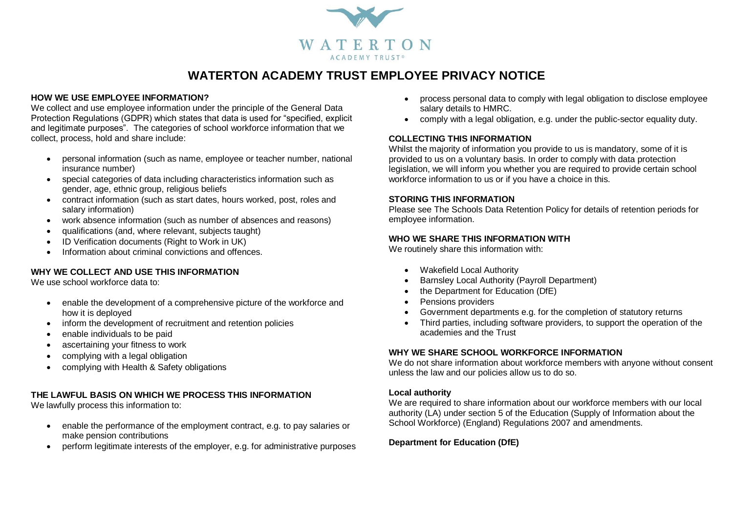WATERTON
ACADEMY TRUST®

# WATERTON ACADEMY TRUST EMPLOYEE PRIVACY NOTICE

## HOW WE USE EMPLOYEE INFORMATION?

We collect and use employee information under the principle of the General Data Protection Regulations (GDPR) which states that data is used for "specified, explicit and legitimate purposes". The categories of school workforce information that we collect, process, hold and share include:

- personal information (such as name, employee or teacher number, national insurance number)
- special categories of data including characteristics information such as gender, age, ethnic group, religious beliefs
- contract information (such as start dates, hours worked, post, roles and salary information)
- work absence information (such as number of absences and reasons)
- qualifications (and, where relevant, subjects taught)
- ID Verification documents (Right to Work in UK)
- Information about criminal convictions and offences.

## WHY WE COLLECT AND USE THIS INFORMATION

We use school workforce data to:

- enable the development of a comprehensive picture of the workforce and how it is deployed
- inform the development of recruitment and retention policies
- enable individuals to be paid
- ascertaining your fitness to work
- complying with a legal obligation
- complying with Health & Safety obligations

## THE LAWFUL BASIS ON WHICH WE PROCESS THIS INFORMATION

We lawfully process this information to:

- enable the performance of the employment contract, e.g. to pay salaries or make pension contributions
- perform legitimate interests of the employer, e.g. for administrative purposes
- process personal data to comply with legal obligation to disclose employee salary details to HMRC.
- comply with a legal obligation, e.g. under the public-sector equality duty.

## COLLECTING THIS INFORMATION

Whilst the majority of information you provide to us is mandatory, some of it is provided to us on a voluntary basis. In order to comply with data protection legislation, we will inform you whether you are required to provide certain school workforce information to us or if you have a choice in this.

## STORING THIS INFORMATION

Please see The Schools Data Retention Policy for details of retention periods for employee information.

## WHO WE SHARE THIS INFORMATION WITH

We routinely share this information with:

- Wakefield Local Authority
- Barnsley Local Authority (Payroll Department)
- the Department for Education (DfE)
- Pensions providers
- Government departments e.g. for the completion of statutory returns
- Third parties, including software providers, to support the operation of the academies and the Trust

## WHY WE SHARE SCHOOL WORKFORCE INFORMATION

We do not share information about workforce members with anyone without consent unless the law and our policies allow us to do so.

### Local authority

We are required to share information about our workforce members with our local authority (LA) under section 5 of the Education (Supply of Information about the School Workforce) (England) Regulations 2007 and amendments.

### Department for Education (DfE)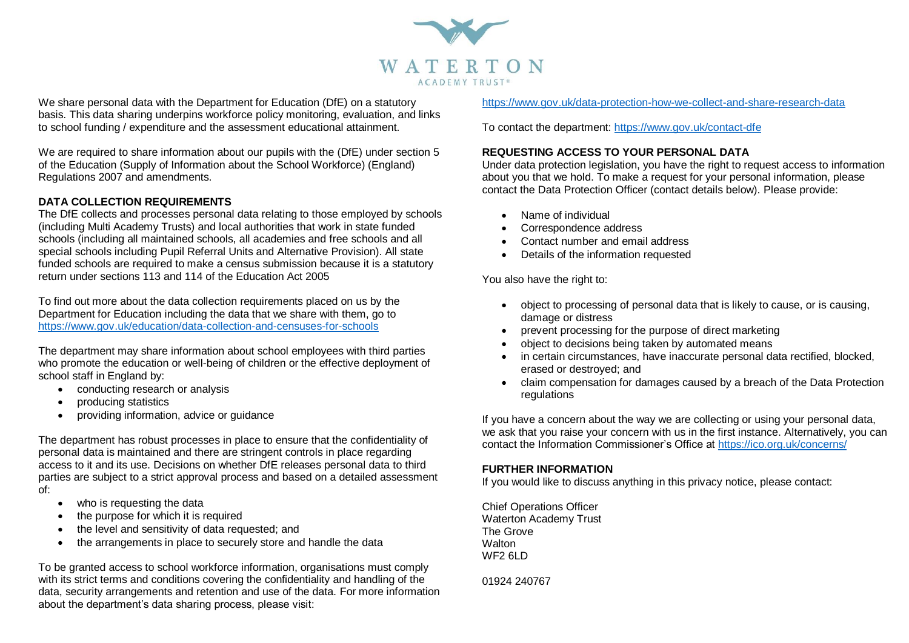We share personal data with the Department for Education (DfE) on a statutory basis. This data sharing underpins workforce policy monitoring, evaluation, and links to school funding / expenditure and the assessment educational attainment.

We are required to share information about our pupils with the (DfE) under section 5 of the Education (Supply of Information about the School Workforce) (England) Regulations 2007 and amendments.

**DATA COLLECTION REQUIREMENTS**

The DfE collects and processes personal data relating to those employed by schools (including Multi Academy Trusts) and local authorities that work in state funded schools (including all maintained schools, all academies and free schools and all special schools including Pupil Referral Units and Alternative Provision). All state funded schools are required to make a census submission because it is a statutory return under sections 113 and 114 of the Education Act 2005

To find out more about the data collection requirements placed on us by the Department for Education including the data that we share with them, go to https://www.gov.uk/education/data-collection-and-censuses-for-schools

The department may share information about school employees with third parties who promote the education or well-being of children or the effective deployment of school staff in England by:

- conducting research or analysis
- producing statistics
- providing information, advice or guidance

The department has robust processes in place to ensure that the confidentiality of personal data is maintained and there are stringent controls in place regarding access to it and its use. Decisions on whether DfE releases personal data to third parties are subject to a strict approval process and based on a detailed assessment of:

- who is requesting the data
- the purpose for which it is required
- the level and sensitivity of data requested; and
- the arrangements in place to securely store and handle the data

To be granted access to school workforce information, organisations must comply with its strict terms and conditions covering the confidentiality and handling of the data, security arrangements and retention and use of the data. For more information about the department's data sharing process, please visit:

https://www.gov.uk/data-protection-how-we-collect-and-share-research-data

To contact the department: https://www.gov.uk/contact-dfe

**REQUESTING ACCESS TO YOUR PERSONAL DATA**

Under data protection legislation, you have the right to request access to information about you that we hold. To make a request for your personal information, please contact the Data Protection Officer (contact details below). Please provide:

- Name of individual
- Correspondence address
- Contact number and email address
- Details of the information requested

You also have the right to:

- object to processing of personal data that is likely to cause, or is causing, damage or distress
- prevent processing for the purpose of direct marketing
- object to decisions being taken by automated means
- in certain circumstances, have inaccurate personal data rectified, blocked, erased or destroyed; and
- claim compensation for damages caused by a breach of the Data Protection regulations

If you have a concern about the way we are collecting or using your personal data, we ask that you raise your concern with us in the first instance. Alternatively, you can contact the Information Commissioner's Office at https://ico.org.uk/concerns/

**FURTHER INFORMATION**

If you would like to discuss anything in this privacy notice, please contact:

Chief Operations Officer
Waterton Academy Trust
The Grove
Walton
WF2 6LD

01924 240767